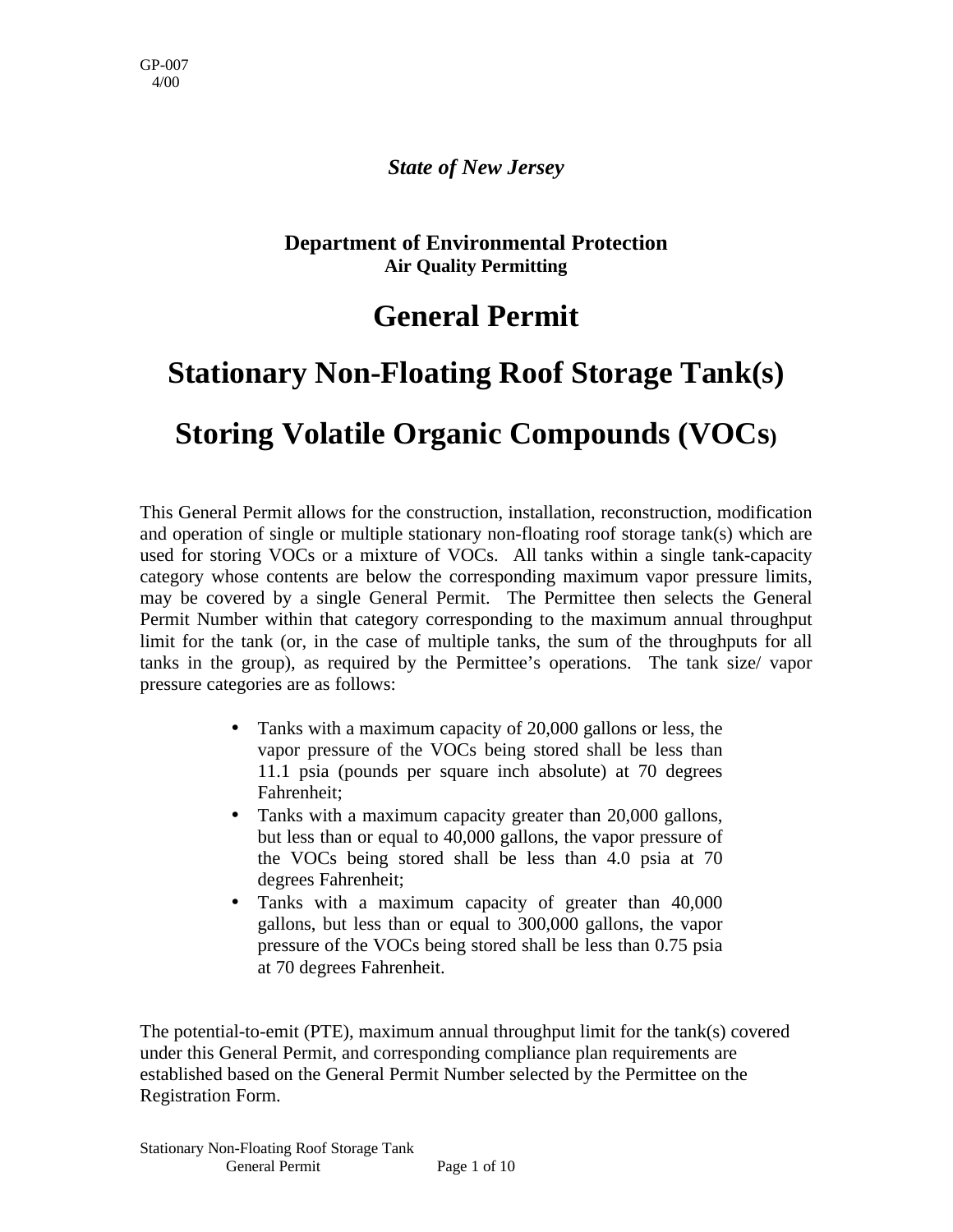GP-007
4/00

*State of New Jersey*

**Department of Environmental Protection**
**Air Quality Permitting**

# General Permit

# Stationary Non-Floating Roof Storage Tank(s)

# Storing Volatile Organic Compounds (VOCs)

This General Permit allows for the construction, installation, reconstruction, modification and operation of single or multiple stationary non-floating roof storage tank(s) which are used for storing VOCs or a mixture of VOCs. All tanks within a single tank-capacity category whose contents are below the corresponding maximum vapor pressure limits, may be covered by a single General Permit. The Permittee then selects the General Permit Number within that category corresponding to the maximum annual throughput limit for the tank (or, in the case of multiple tanks, the sum of the throughputs for all tanks in the group), as required by the Permittee's operations. The tank size/ vapor pressure categories are as follows:

- Tanks with a maximum capacity of 20,000 gallons or less, the vapor pressure of the VOCs being stored shall be less than 11.1 psia (pounds per square inch absolute) at 70 degrees Fahrenheit;
- Tanks with a maximum capacity greater than 20,000 gallons, but less than or equal to 40,000 gallons, the vapor pressure of the VOCs being stored shall be less than 4.0 psia at 70 degrees Fahrenheit;
- Tanks with a maximum capacity of greater than 40,000 gallons, but less than or equal to 300,000 gallons, the vapor pressure of the VOCs being stored shall be less than 0.75 psia at 70 degrees Fahrenheit.

The potential-to-emit (PTE), maximum annual throughput limit for the tank(s) covered under this General Permit, and corresponding compliance plan requirements are established based on the General Permit Number selected by the Permittee on the Registration Form.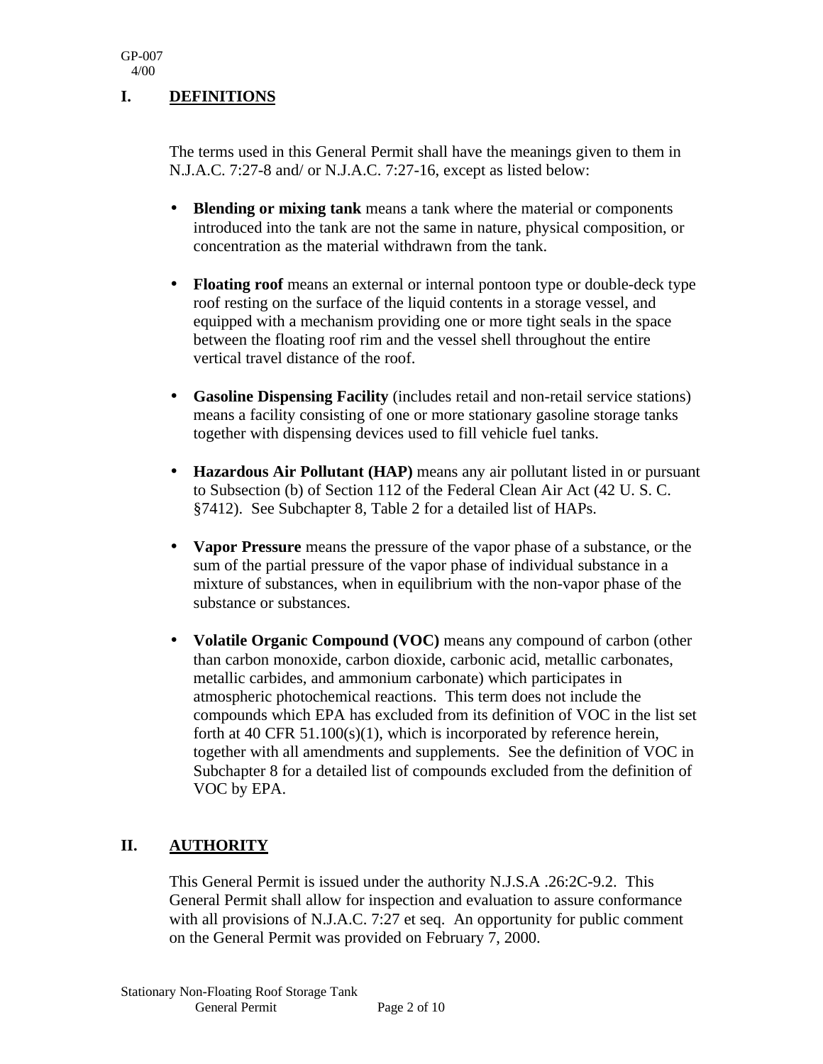## I. DEFINITIONS

The terms used in this General Permit shall have the meanings given to them in N.J.A.C. 7:27-8 and/ or N.J.A.C. 7:27-16, except as listed below:

- **Blending or mixing tank** means a tank where the material or components introduced into the tank are not the same in nature, physical composition, or concentration as the material withdrawn from the tank.

- **Floating roof** means an external or internal pontoon type or double-deck type roof resting on the surface of the liquid contents in a storage vessel, and equipped with a mechanism providing one or more tight seals in the space between the floating roof rim and the vessel shell throughout the entire vertical travel distance of the roof.

- **Gasoline Dispensing Facility** (includes retail and non-retail service stations) means a facility consisting of one or more stationary gasoline storage tanks together with dispensing devices used to fill vehicle fuel tanks.

- **Hazardous Air Pollutant (HAP)** means any air pollutant listed in or pursuant to Subsection (b) of Section 112 of the Federal Clean Air Act (42 U. S. C. §7412). See Subchapter 8, Table 2 for a detailed list of HAPs.

- **Vapor Pressure** means the pressure of the vapor phase of a substance, or the sum of the partial pressure of the vapor phase of individual substance in a mixture of substances, when in equilibrium with the non-vapor phase of the substance or substances.

- **Volatile Organic Compound (VOC)** means any compound of carbon (other than carbon monoxide, carbon dioxide, carbonic acid, metallic carbonates, metallic carbides, and ammonium carbonate) which participates in atmospheric photochemical reactions. This term does not include the compounds which EPA has excluded from its definition of VOC in the list set forth at 40 CFR 51.100(s)(1), which is incorporated by reference herein, together with all amendments and supplements. See the definition of VOC in Subchapter 8 for a detailed list of compounds excluded from the definition of VOC by EPA.

## II. AUTHORITY

This General Permit is issued under the authority N.J.S.A .26:2C-9.2. This General Permit shall allow for inspection and evaluation to assure conformance with all provisions of N.J.A.C. 7:27 et seq. An opportunity for public comment on the General Permit was provided on February 7, 2000.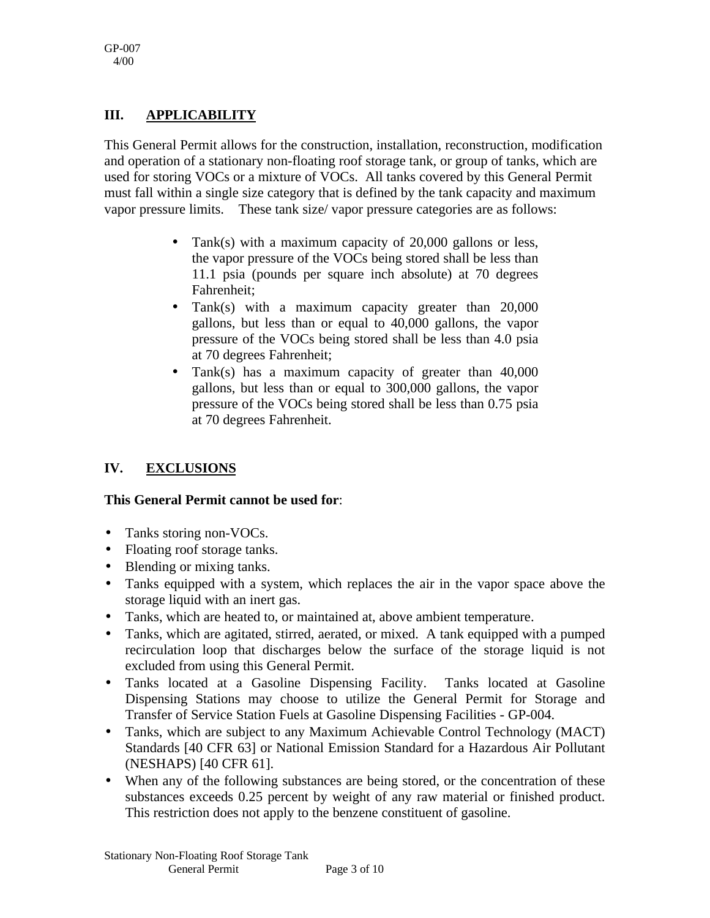## III. APPLICABILITY

This General Permit allows for the construction, installation, reconstruction, modification and operation of a stationary non-floating roof storage tank, or group of tanks, which are used for storing VOCs or a mixture of VOCs. All tanks covered by this General Permit must fall within a single size category that is defined by the tank capacity and maximum vapor pressure limits. These tank size/ vapor pressure categories are as follows:

- Tank(s) with a maximum capacity of 20,000 gallons or less, the vapor pressure of the VOCs being stored shall be less than 11.1 psia (pounds per square inch absolute) at 70 degrees Fahrenheit;
- Tank(s) with a maximum capacity greater than 20,000 gallons, but less than or equal to 40,000 gallons, the vapor pressure of the VOCs being stored shall be less than 4.0 psia at 70 degrees Fahrenheit;
- Tank(s) has a maximum capacity of greater than 40,000 gallons, but less than or equal to 300,000 gallons, the vapor pressure of the VOCs being stored shall be less than 0.75 psia at 70 degrees Fahrenheit.

## IV. EXCLUSIONS

**This General Permit cannot be used for**:

- Tanks storing non-VOCs.
- Floating roof storage tanks.
- Blending or mixing tanks.
- Tanks equipped with a system, which replaces the air in the vapor space above the storage liquid with an inert gas.
- Tanks, which are heated to, or maintained at, above ambient temperature.
- Tanks, which are agitated, stirred, aerated, or mixed. A tank equipped with a pumped recirculation loop that discharges below the surface of the storage liquid is not excluded from using this General Permit.
- Tanks located at a Gasoline Dispensing Facility. Tanks located at Gasoline Dispensing Stations may choose to utilize the General Permit for Storage and Transfer of Service Station Fuels at Gasoline Dispensing Facilities - GP-004.
- Tanks, which are subject to any Maximum Achievable Control Technology (MACT) Standards [40 CFR 63] or National Emission Standard for a Hazardous Air Pollutant (NESHAPS) [40 CFR 61].
- When any of the following substances are being stored, or the concentration of these substances exceeds 0.25 percent by weight of any raw material or finished product. This restriction does not apply to the benzene constituent of gasoline.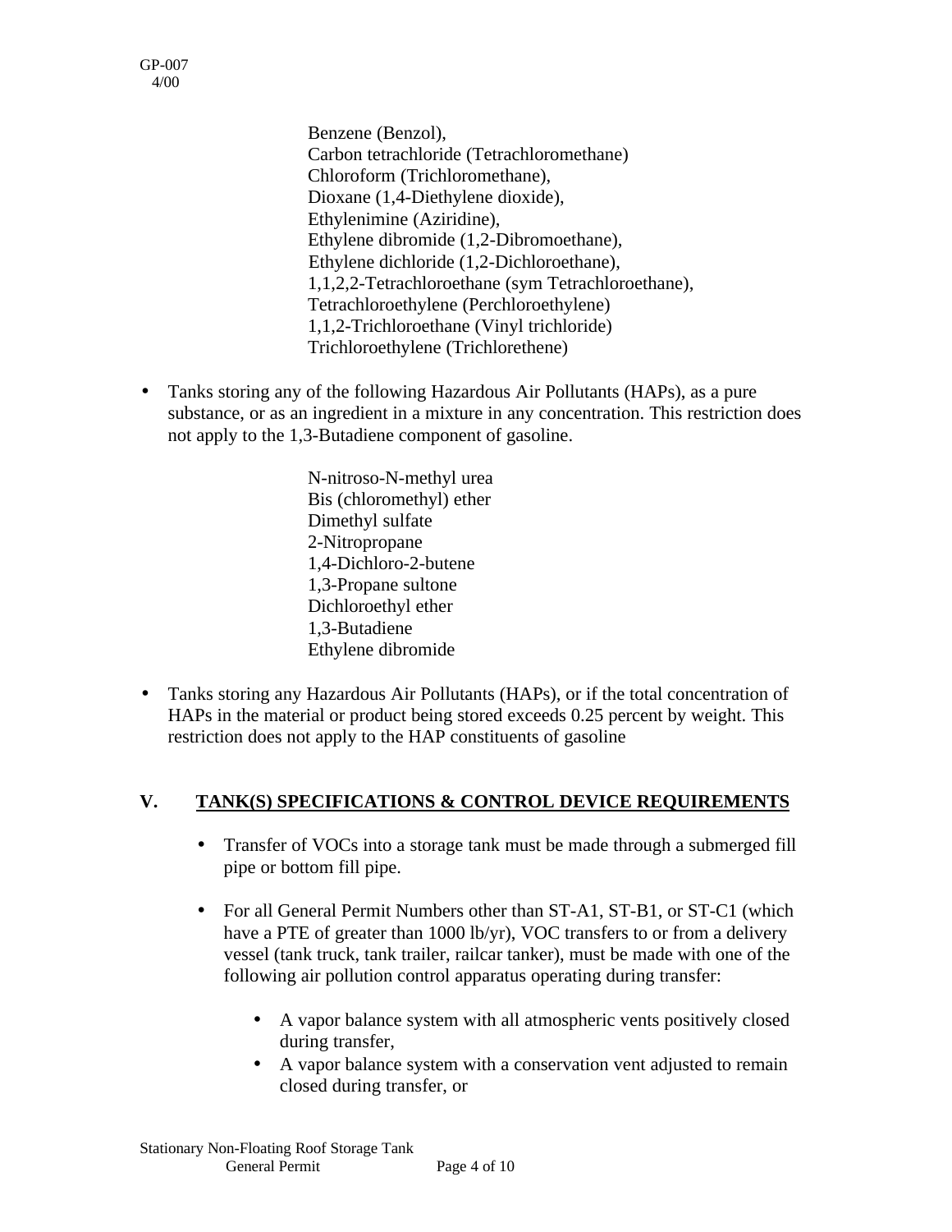Benzene (Benzol),
Carbon tetrachloride (Tetrachloromethane)
Chloroform (Trichloromethane),
Dioxane (1,4-Diethylene dioxide),
Ethylenimine (Aziridine),
Ethylene dibromide (1,2-Dibromoethane),
Ethylene dichloride (1,2-Dichloroethane),
1,1,2,2-Tetrachloroethane (sym Tetrachloroethane),
Tetrachloroethylene (Perchloroethylene)
1,1,2-Trichloroethane (Vinyl trichloride)
Trichloroethylene (Trichlorethene)

- Tanks storing any of the following Hazardous Air Pollutants (HAPs), as a pure substance, or as an ingredient in a mixture in any concentration. This restriction does not apply to the 1,3-Butadiene component of gasoline.

  N-nitroso-N-methyl urea
  Bis (chloromethyl) ether
  Dimethyl sulfate
  2-Nitropropane
  1,4-Dichloro-2-butene
  1,3-Propane sultone
  Dichloroethyl ether
  1,3-Butadiene
  Ethylene dibromide

- Tanks storing any Hazardous Air Pollutants (HAPs), or if the total concentration of HAPs in the material or product being stored exceeds 0.25 percent by weight. This restriction does not apply to the HAP constituents of gasoline

## V. <u>TANK(S) SPECIFICATIONS & CONTROL DEVICE REQUIREMENTS</u>

- Transfer of VOCs into a storage tank must be made through a submerged fill pipe or bottom fill pipe.
- For all General Permit Numbers other than ST-A1, ST-B1, or ST-C1 (which have a PTE of greater than 1000 lb/yr), VOC transfers to or from a delivery vessel (tank truck, tank trailer, railcar tanker), must be made with one of the following air pollution control apparatus operating during transfer:
  - A vapor balance system with all atmospheric vents positively closed during transfer,
  - A vapor balance system with a conservation vent adjusted to remain closed during transfer, or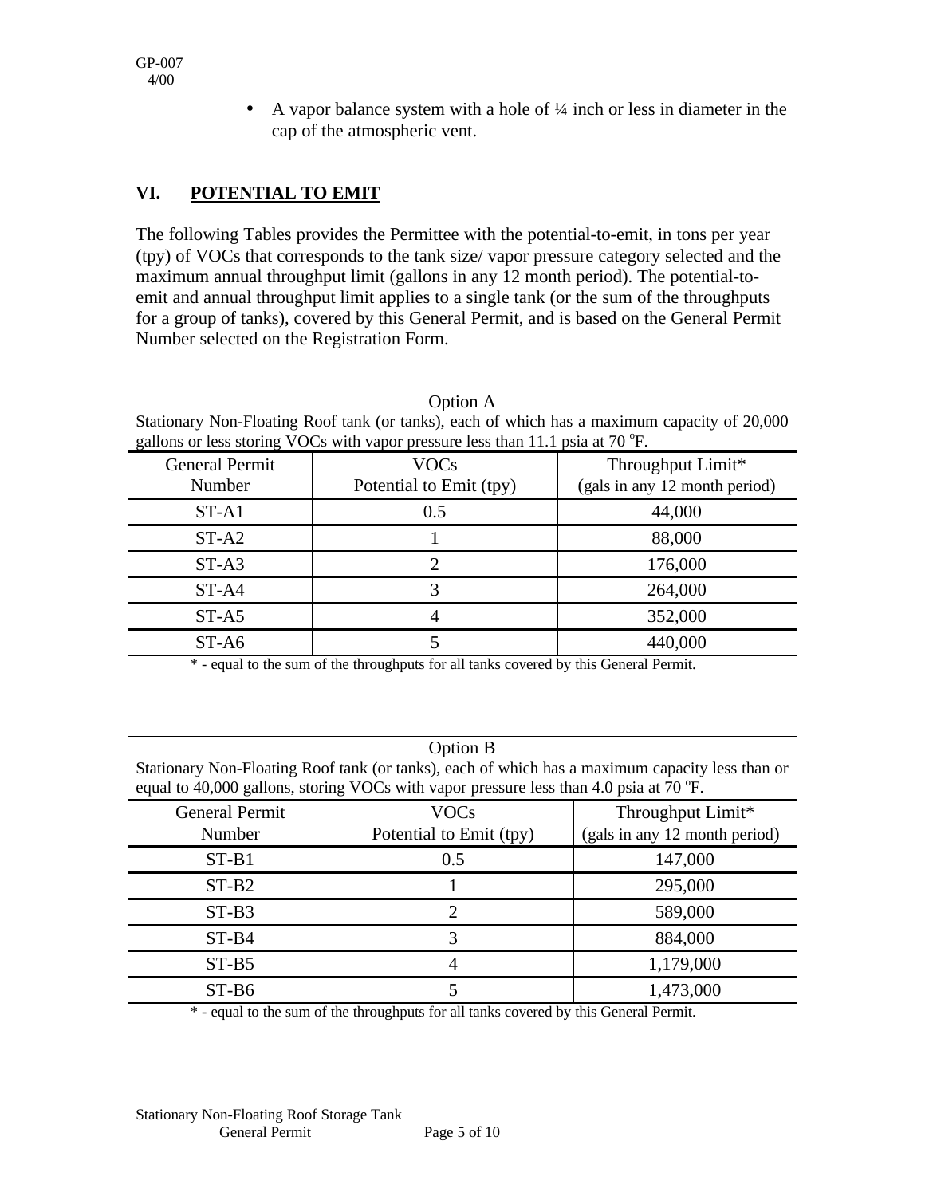- A vapor balance system with a hole of ¼ inch or less in diameter in the cap of the atmospheric vent.

## VI. POTENTIAL TO EMIT

The following Tables provides the Permittee with the potential-to-emit, in tons per year (tpy) of VOCs that corresponds to the tank size/ vapor pressure category selected and the maximum annual throughput limit (gallons in any 12 month period). The potential-to-emit and annual throughput limit applies to a single tank (or the sum of the throughputs for a group of tanks), covered by this General Permit, and is based on the General Permit Number selected on the Registration Form.

| Option A<br>Stationary Non-Floating Roof tank (or tanks), each of which has a maximum capacity of 20,000 gallons or less storing VOCs with vapor pressure less than 11.1 psia at 70 $^{o}$F. | | |
|---|---|---|
| General Permit Number | VOCs Potential to Emit (tpy) | Throughput Limit* (gals in any 12 month period) |
| ST-A1 | 0.5 | 44,000 |
| ST-A2 | 1 | 88,000 |
| ST-A3 | 2 | 176,000 |
| ST-A4 | 3 | 264,000 |
| ST-A5 | 4 | 352,000 |
| ST-A6 | 5 | 440,000 |

\* - equal to the sum of the throughputs for all tanks covered by this General Permit.

| Option B<br>Stationary Non-Floating Roof tank (or tanks), each of which has a maximum capacity less than or equal to 40,000 gallons, storing VOCs with vapor pressure less than 4.0 psia at 70 $^{o}$F. | | |
|---|---|---|
| General Permit Number | VOCs Potential to Emit (tpy) | Throughput Limit* (gals in any 12 month period) |
| ST-B1 | 0.5 | 147,000 |
| ST-B2 | 1 | 295,000 |
| ST-B3 | 2 | 589,000 |
| ST-B4 | 3 | 884,000 |
| ST-B5 | 4 | 1,179,000 |
| ST-B6 | 5 | 1,473,000 |

\* - equal to the sum of the throughputs for all tanks covered by this General Permit.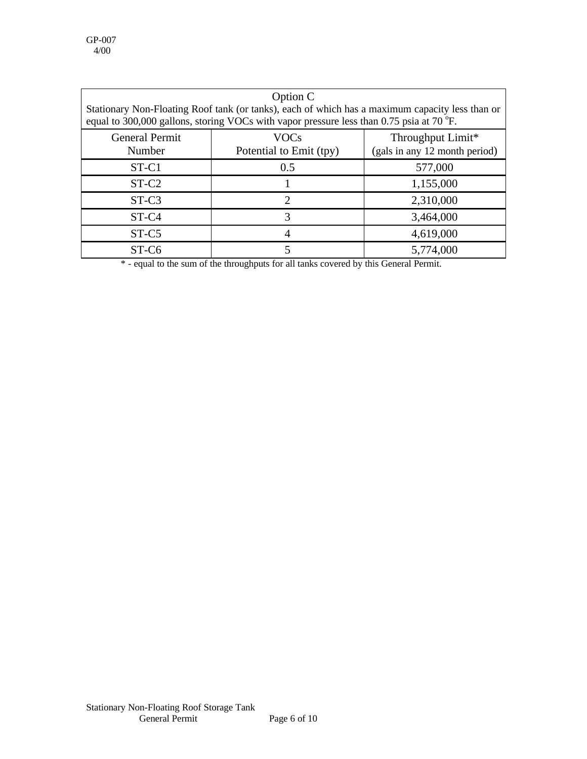| Option C<br>Stationary Non-Floating Roof tank (or tanks), each of which has a maximum capacity less than or equal to 300,000 gallons, storing VOCs with vapor pressure less than 0.75 psia at 70 $^{o}$F. | | |
|---|---|---|
| General Permit Number | VOCs Potential to Emit (tpy) | Throughput Limit* (gals in any 12 month period) |
| ST-C1 | 0.5 | 577,000 |
| ST-C2 | 1 | 1,155,000 |
| ST-C3 | 2 | 2,310,000 |
| ST-C4 | 3 | 3,464,000 |
| ST-C5 | 4 | 4,619,000 |
| ST-C6 | 5 | 5,774,000 |

\* - equal to the sum of the throughputs for all tanks covered by this General Permit.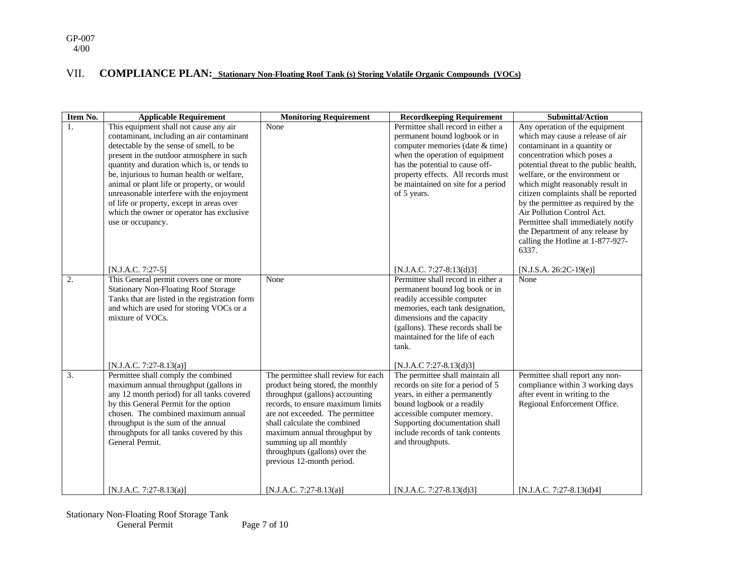## VII. COMPLIANCE PLAN: Stationary Non-Floating Roof Tank (s) Storing Volatile Organic Compounds (VOCs)

| Item No. | Applicable Requirement | Monitoring Requirement | Recordkeeping Requirement | Submittal/Action |
| --- | --- | --- | --- | --- |
| 1. | This equipment shall not cause any air contaminant, including an air contaminant detectable by the sense of smell, to be present in the outdoor atmosphere in such quantity and duration which is, or tends to be, injurious to human health or welfare, animal or plant life or property, or would unreasonable interfere with the enjoyment of life or property, except in areas over which the owner or operator has exclusive use or occupancy. [N.J.A.C. 7:27-5] | None | Permittee shall record in either a permanent bound logbook or in computer memories (date & time) when the operation of equipment has the potential to cause off-property effects. All records must be maintained on site for a period of 5 years. [N.J.A.C. 7:27-8:13(d)3] | Any operation of the equipment which may cause a release of air contaminant in a quantity or concentration which poses a potential threat to the public health, welfare, or the environment or which might reasonably result in citizen complaints shall be reported by the permittee as required by the Air Pollution Control Act. Permittee shall immediately notify the Department of any release by calling the Hotline at 1-877-927-6337. [N.J.S.A. 26:2C-19(e)] |
| 2. | This General permit covers one or more Stationary Non-Floating Roof Storage Tanks that are listed in the registration form and which are used for storing VOCs or a mixture of VOCs. [N.J.A.C. 7:27-8.13(a)] | None | Permittee shall record in either a permanent bound log book or in readily accessible computer memories, each tank designation, dimensions and the capacity (gallons). These records shall be maintained for the life of each tank. [N.J.A.C 7:27-8.13(d)3] | None |
| 3. | Permittee shall comply the combined maximum annual throughput (gallons in any 12 month period) for all tanks covered by this General Permit for the option chosen. The combined maximum annual throughput is the sum of the annual throughputs for all tanks covered by this General Permit. [N.J.A.C. 7:27-8.13(a)] | The permittee shall review for each product being stored, the monthly throughput (gallons) accounting records, to ensure maximum limits are not exceeded. The permittee shall calculate the combined maximum annual throughput by summing up all monthly throughputs (gallons) over the previous 12-month period. [N.J.A.C. 7:27-8.13(a)] | The permittee shall maintain all records on site for a period of 5 years, in either a permanently bound logbook or a readily accessible computer memory. Supporting documentation shall include records of tank contents and throughputs. [N.J.A.C. 7:27-8.13(d)3] | Permittee shall report any non-compliance within 3 working days after event in writing to the Regional Enforcement Office. [N.J.A.C. 7:27-8.13(d)4] |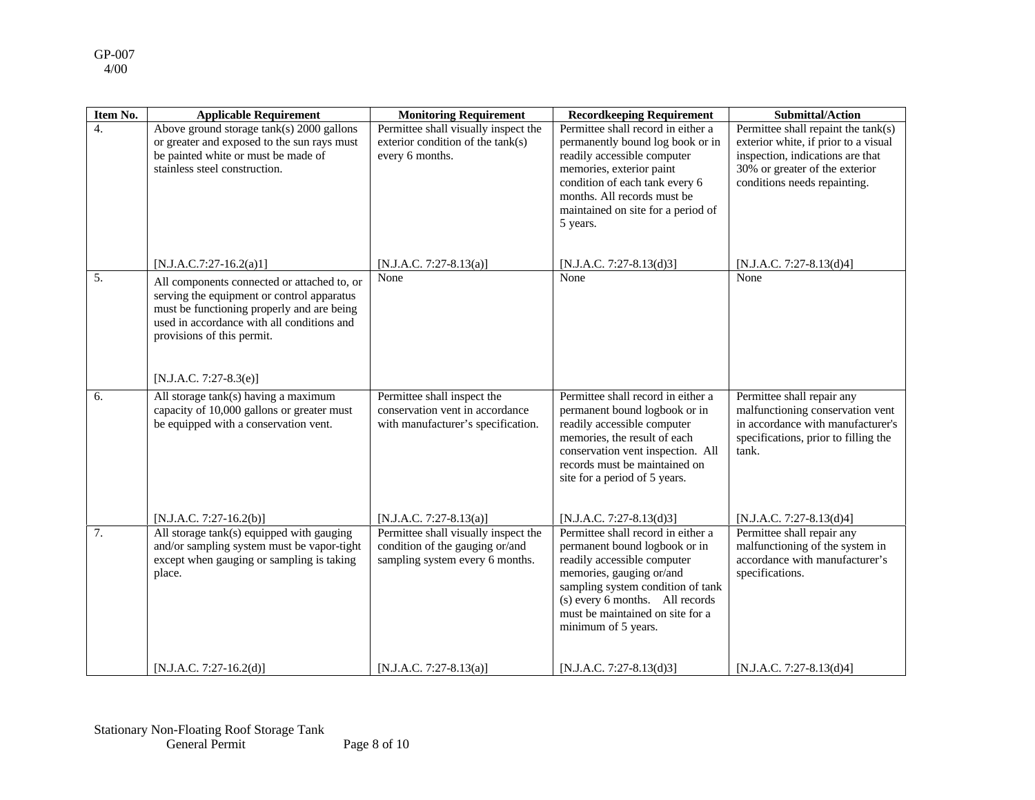| Item No. | Applicable Requirement | Monitoring Requirement | Recordkeeping Requirement | Submittal/Action |
|---|---|---|---|---|
| 4. | Above ground storage tank(s) 2000 gallons or greater and exposed to the sun rays must be painted white or must be made of stainless steel construction. [N.J.A.C.7:27-16.2(a)1] | Permittee shall visually inspect the exterior condition of the tank(s) every 6 months. [N.J.A.C. 7:27-8.13(a)] | Permittee shall record in either a permanently bound log book or in readily accessible computer memories, exterior paint condition of each tank every 6 months. All records must be maintained on site for a period of 5 years. [N.J.A.C. 7:27-8.13(d)3] | Permittee shall repaint the tank(s) exterior white, if prior to a visual inspection, indications are that 30% or greater of the exterior conditions needs repainting. [N.J.A.C. 7:27-8.13(d)4] |
| 5. | All components connected or attached to, or serving the equipment or control apparatus must be functioning properly and are being used in accordance with all conditions and provisions of this permit. [N.J.A.C. 7:27-8.3(e)] | None | None | None |
| 6. | All storage tank(s) having a maximum capacity of 10,000 gallons or greater must be equipped with a conservation vent. [N.J.A.C. 7:27-16.2(b)] | Permittee shall inspect the conservation vent in accordance with manufacturer's specification. [N.J.A.C. 7:27-8.13(a)] | Permittee shall record in either a permanent bound logbook or in readily accessible computer memories, the result of each conservation vent inspection. All records must be maintained on site for a period of 5 years. [N.J.A.C. 7:27-8.13(d)3] | Permittee shall repair any malfunctioning conservation vent in accordance with manufacturer's specifications, prior to filling the tank. [N.J.A.C. 7:27-8.13(d)4] |
| 7. | All storage tank(s) equipped with gauging and/or sampling system must be vapor-tight except when gauging or sampling is taking place. [N.J.A.C. 7:27-16.2(d)] | Permittee shall visually inspect the condition of the gauging or/and sampling system every 6 months. [N.J.A.C. 7:27-8.13(a)] | Permittee shall record in either a permanent bound logbook or in readily accessible computer memories, gauging or/and sampling system condition of tank (s) every 6 months. All records must be maintained on site for a minimum of 5 years. [N.J.A.C. 7:27-8.13(d)3] | Permittee shall repair any malfunctioning of the system in accordance with manufacturer's specifications. [N.J.A.C. 7:27-8.13(d)4] |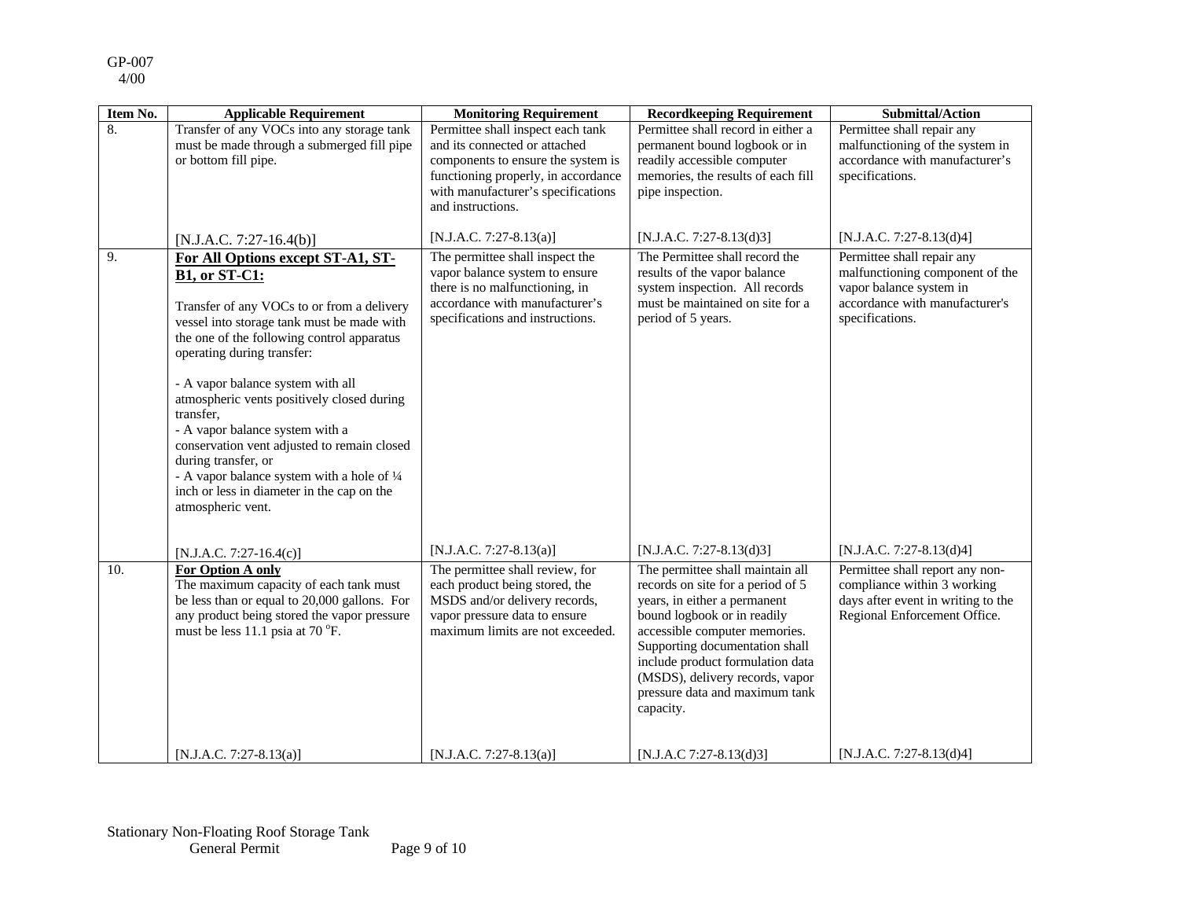| Item No. | Applicable Requirement | Monitoring Requirement | Recordkeeping Requirement | Submittal/Action |
|---|---|---|---|---|
| 8. | Transfer of any VOCs into any storage tank must be made through a submerged fill pipe or bottom fill pipe.<br><br>[N.J.A.C. 7:27-16.4(b)] | Permittee shall inspect each tank and its connected or attached components to ensure the system is functioning properly, in accordance with manufacturer's specifications and instructions.<br><br>[N.J.A.C. 7:27-8.13(a)] | Permittee shall record in either a permanent bound logbook or in readily accessible computer memories, the results of each fill pipe inspection.<br><br>[N.J.A.C. 7:27-8.13(d)3] | Permittee shall repair any malfunctioning of the system in accordance with manufacturer's specifications.<br><br>[N.J.A.C. 7:27-8.13(d)4] |
| 9. | **For All Options except ST-A1, ST-B1, or ST-C1:**<br><br>Transfer of any VOCs to or from a delivery vessel into storage tank must be made with the one of the following control apparatus operating during transfer:<br><br>- A vapor balance system with all atmospheric vents positively closed during transfer,<br>- A vapor balance system with a conservation vent adjusted to remain closed during transfer, or<br>- A vapor balance system with a hole of ¼ inch or less in diameter in the cap on the atmospheric vent.<br><br>[N.J.A.C. 7:27-16.4(c)] | The permittee shall inspect the vapor balance system to ensure there is no malfunctioning, in accordance with manufacturer's specifications and instructions.<br><br>[N.J.A.C. 7:27-8.13(a)] | The Permittee shall record the results of the vapor balance system inspection. All records must be maintained on site for a period of 5 years.<br><br>[N.J.A.C. 7:27-8.13(d)3] | Permittee shall repair any malfunctioning component of the vapor balance system in accordance with manufacturer's specifications.<br><br>[N.J.A.C. 7:27-8.13(d)4] |
| 10. | **For Option A only**<br>The maximum capacity of each tank must be less than or equal to 20,000 gallons. For any product being stored the vapor pressure must be less 11.1 psia at 70 $^{o}$F.<br><br>[N.J.A.C. 7:27-8.13(a)] | The permittee shall review, for each product being stored, the MSDS and/or delivery records, vapor pressure data to ensure maximum limits are not exceeded.<br><br>[N.J.A.C. 7:27-8.13(a)] | The permittee shall maintain all records on site for a period of 5 years, in either a permanent bound logbook or in readily accessible computer memories. Supporting documentation shall include product formulation data (MSDS), delivery records, vapor pressure data and maximum tank capacity.<br><br>[N.J.A.C 7:27-8.13(d)3] | Permittee shall report any non-compliance within 3 working days after event in writing to the Regional Enforcement Office.<br><br>[N.J.A.C. 7:27-8.13(d)4] |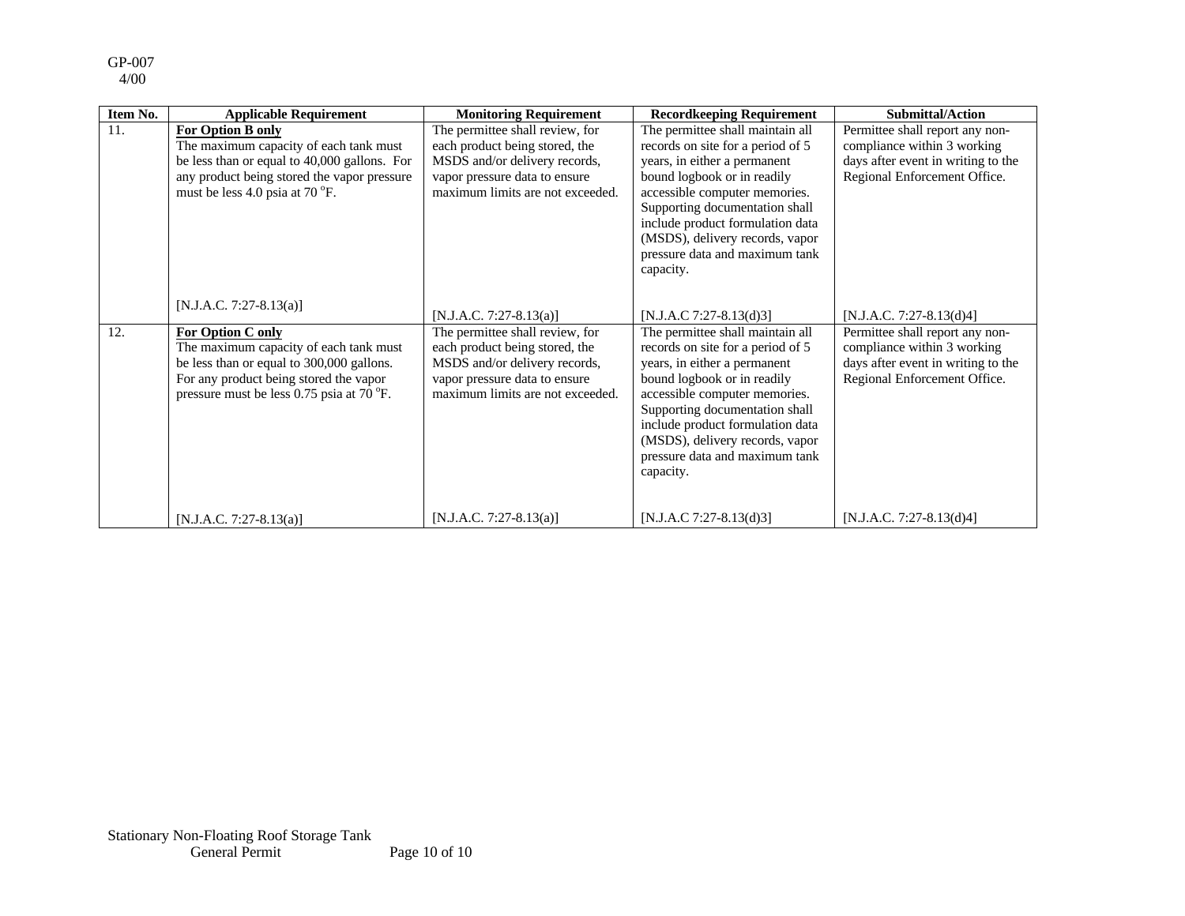| Item No. | Applicable Requirement | Monitoring Requirement | Recordkeeping Requirement | Submittal/Action |
|---|---|---|---|---|
| 11. | **For Option B only**<br>The maximum capacity of each tank must be less than or equal to 40,000 gallons. For any product being stored the vapor pressure must be less 4.0 psia at 70 $^{o}$F.<br><br>[N.J.A.C. 7:27-8.13(a)] | The permittee shall review, for each product being stored, the MSDS and/or delivery records, vapor pressure data to ensure maximum limits are not exceeded.<br><br>[N.J.A.C. 7:27-8.13(a)] | The permittee shall maintain all records on site for a period of 5 years, in either a permanent bound logbook or in readily accessible computer memories. Supporting documentation shall include product formulation data (MSDS), delivery records, vapor pressure data and maximum tank capacity.<br><br>[N.J.A.C 7:27-8.13(d)3] | Permittee shall report any non-compliance within 3 working days after event in writing to the Regional Enforcement Office.<br><br>[N.J.A.C. 7:27-8.13(d)4] |
| 12. | **For Option C only**<br>The maximum capacity of each tank must be less than or equal to 300,000 gallons. For any product being stored the vapor pressure must be less 0.75 psia at 70 $^{o}$F.<br><br>[N.J.A.C. 7:27-8.13(a)] | The permittee shall review, for each product being stored, the MSDS and/or delivery records, vapor pressure data to ensure maximum limits are not exceeded.<br><br>[N.J.A.C. 7:27-8.13(a)] | The permittee shall maintain all records on site for a period of 5 years, in either a permanent bound logbook or in readily accessible computer memories. Supporting documentation shall include product formulation data (MSDS), delivery records, vapor pressure data and maximum tank capacity.<br><br>[N.J.A.C 7:27-8.13(d)3] | Permittee shall report any non-compliance within 3 working days after event in writing to the Regional Enforcement Office.<br><br>[N.J.A.C. 7:27-8.13(d)4] |